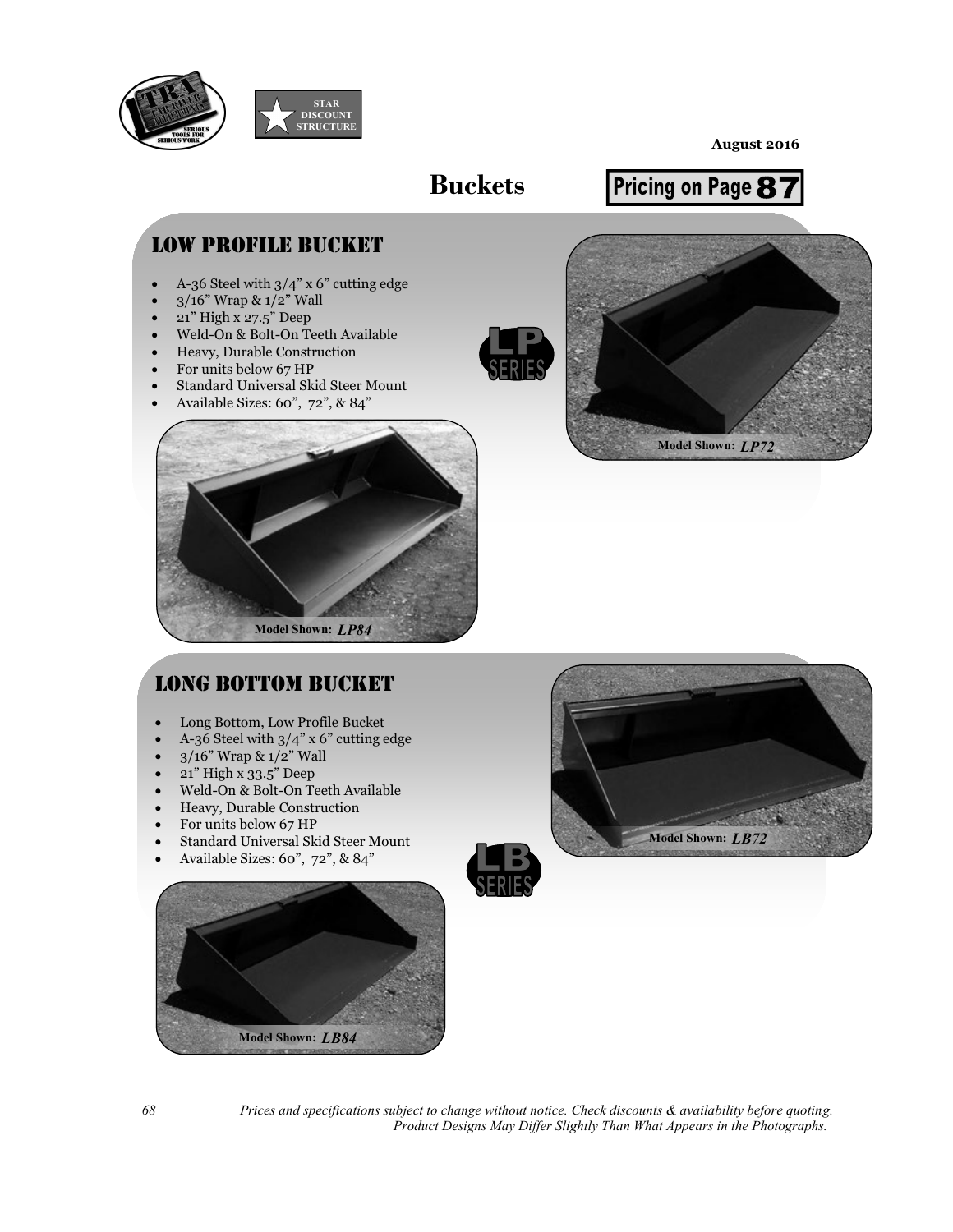August 2016

# Buckets

Pricing on Page 87

## Low Profile Bucket

- A-36 Steel with 3/4" x 6" cutting edge
- 3/16" Wrap & 1/2" Wall
- 21" High x 27.5" Deep
- Weld-On & Bolt-On Teeth Available
- Heavy, Durable Construction
- For units below 67 HP
- Standard Universal Skid Steer Mount
- Available Sizes: 60", 72", & 84"

LP SERIES

Model Shown: *LP72*

Model Shown: *LP84*

## Long Bottom Bucket

- Long Bottom, Low Profile Bucket
- A-36 Steel with 3/4" x 6" cutting edge
- 3/16" Wrap & 1/2" Wall
- 21" High x 33.5" Deep
- Weld-On & Bolt-On Teeth Available
- Heavy, Durable Construction
- For units below 67 HP
- Standard Universal Skid Steer Mount
- Available Sizes: 60", 72", & 84"

LB SERIES

Model Shown: *LB72*

Model Shown: *LB84*

*Prices and specifications subject to change without notice. Check discounts & availability before quoting. Product Designs May Differ Slightly Than What Appears in the Photographs.*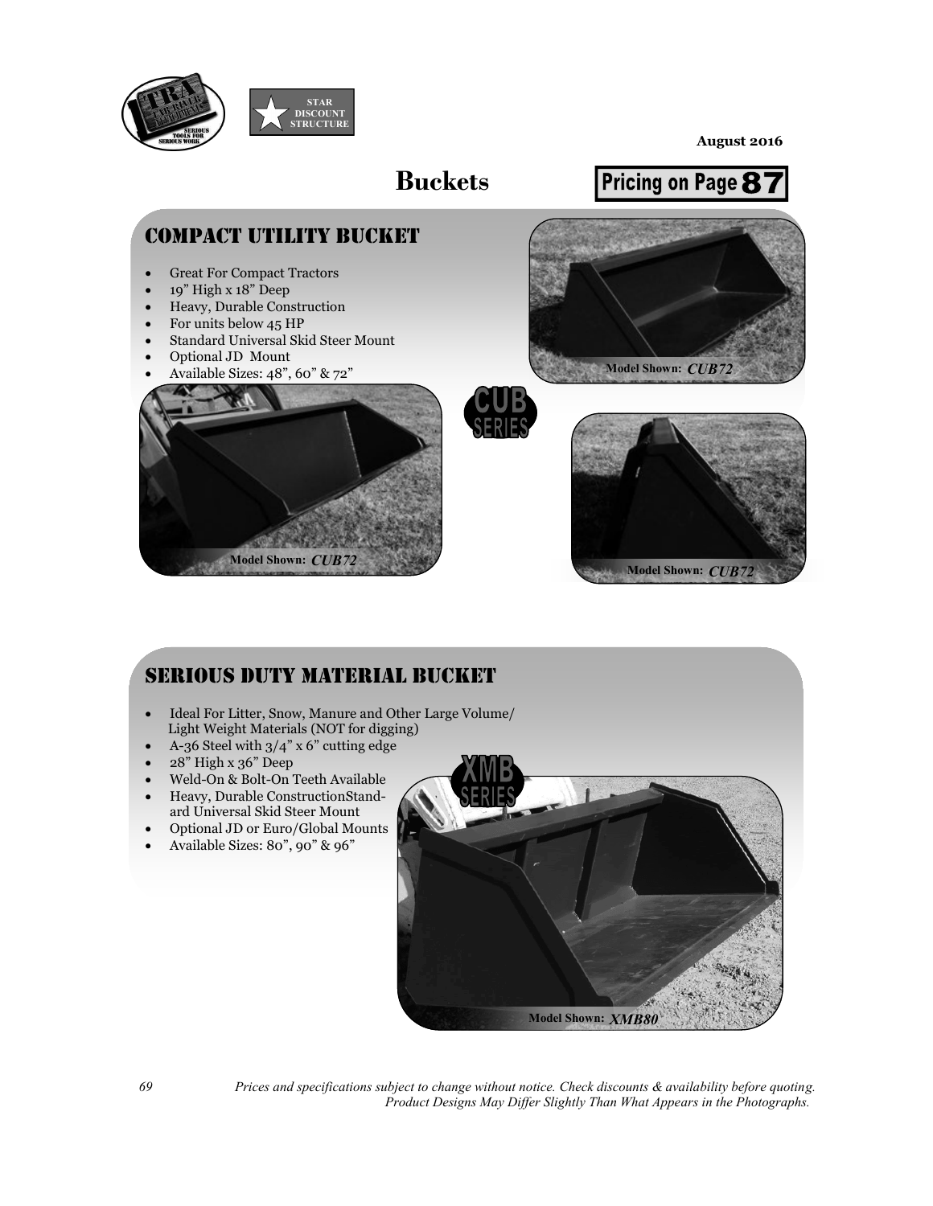STAR DISCOUNT STRUCTURE

August 2016

# Buckets

**Pricing on Page 87**

## Compact Utility Bucket

- Great For Compact Tractors
- 19" High x 18" Deep
- Heavy, Durable Construction
- For units below 45 HP
- Standard Universal Skid Steer Mount
- Optional JD Mount
- Available Sizes: 48", 60" & 72"

Model Shown: *CUB72*

CUB SERIES

Model Shown: *CUB72*

Model Shown: *CUB72*

## Serious Duty Material Bucket

- Ideal For Litter, Snow, Manure and Other Large Volume/ Light Weight Materials (NOT for digging)
- A-36 Steel with 3/4" x 6" cutting edge
- 28" High x 36" Deep
- Weld-On & Bolt-On Teeth Available
- Heavy, Durable ConstructionStandard Universal Skid Steer Mount
- Optional JD or Euro/Global Mounts
- Available Sizes: 80", 90" & 96"

XMB SERIES

Model Shown: *XMB80*

*Prices and specifications subject to change without notice. Check discounts & availability before quoting. Product Designs May Differ Slightly Than What Appears in the Photographs.*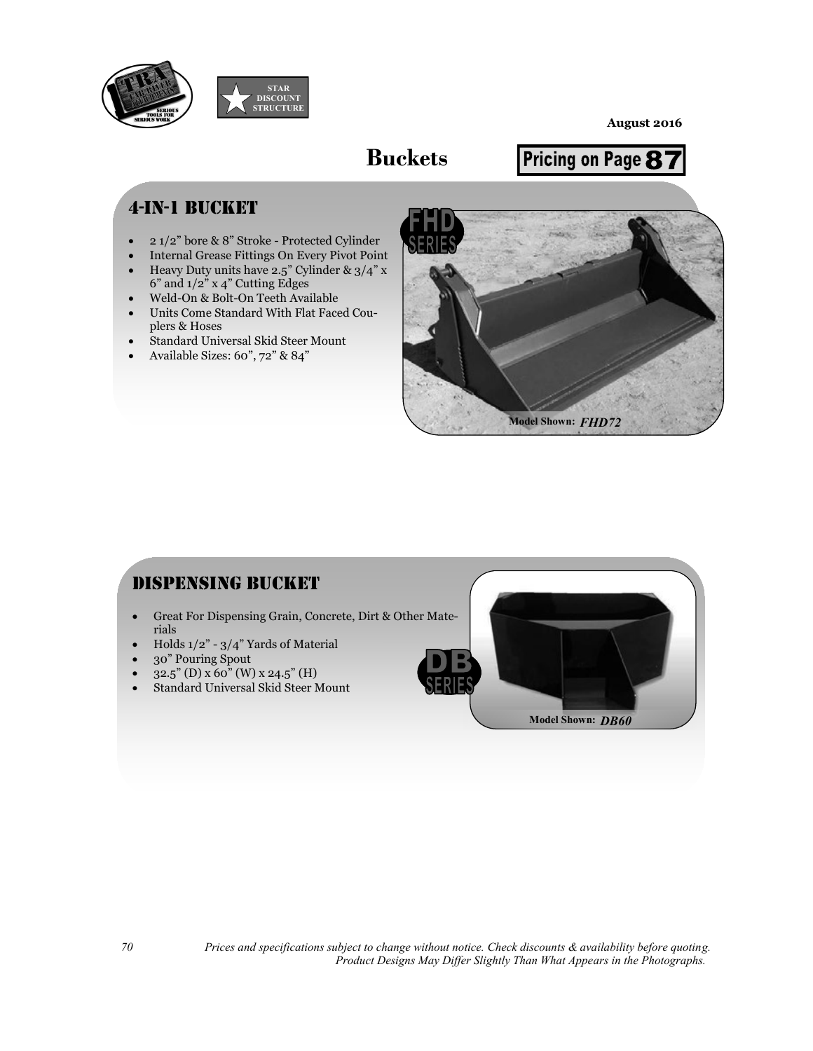August 2016

# Buckets

Pricing on Page 87

## 4-IN-1 BUCKET

- 2 1/2" bore & 8" Stroke - Protected Cylinder
- Internal Grease Fittings On Every Pivot Point
- Heavy Duty units have 2.5" Cylinder & 3/4" x 6" and 1/2" x 4" Cutting Edges
- Weld-On & Bolt-On Teeth Available
- Units Come Standard With Flat Faced Couplers & Hoses
- Standard Universal Skid Steer Mount
- Available Sizes: 60", 72" & 84"

FHD SERIES

Model Shown: *FHD72*

## DISPENSING BUCKET

- Great For Dispensing Grain, Concrete, Dirt & Other Materials
- Holds 1/2" - 3/4" Yards of Material
- 30" Pouring Spout
- 32.5" (D) x 60" (W) x 24.5" (H)
- Standard Universal Skid Steer Mount

DB SERIES

Model Shown: *DB60*

*Prices and specifications subject to change without notice. Check discounts & availability before quoting. Product Designs May Differ Slightly Than What Appears in the Photographs.*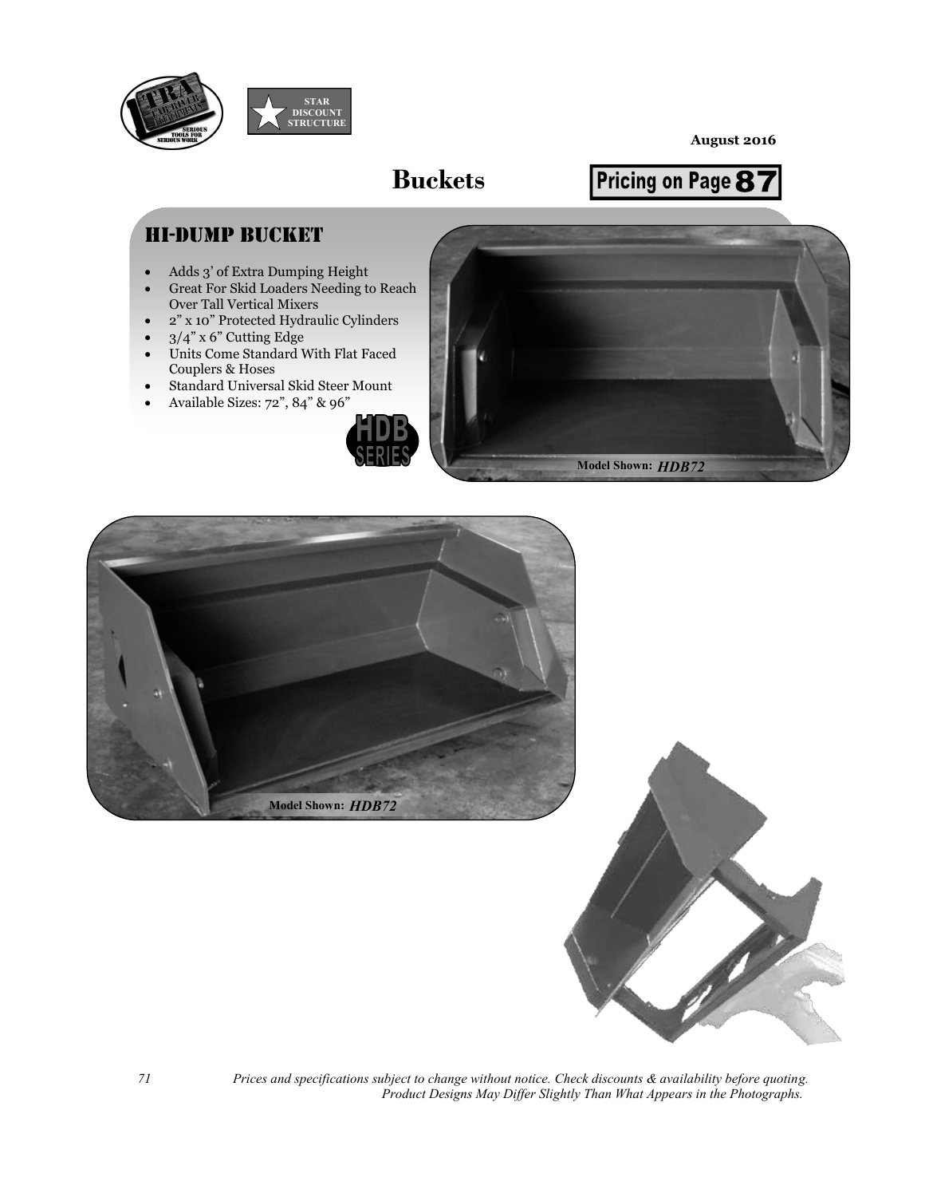August 2016

# Buckets

**Pricing on Page 87**

## HI-DUMP BUCKET

- Adds 3' of Extra Dumping Height
- Great For Skid Loaders Needing to Reach Over Tall Vertical Mixers
- 2" x 10" Protected Hydraulic Cylinders
- 3/4" x 6" Cutting Edge
- Units Come Standard With Flat Faced Couplers & Hoses
- Standard Universal Skid Steer Mount
- Available Sizes: 72", 84" & 96"

HDB SERIES

Model Shown: *HDB72*

Model Shown: *HDB72*

*Prices and specifications subject to change without notice. Check discounts & availability before quoting. Product Designs May Differ Slightly Than What Appears in the Photographs.*